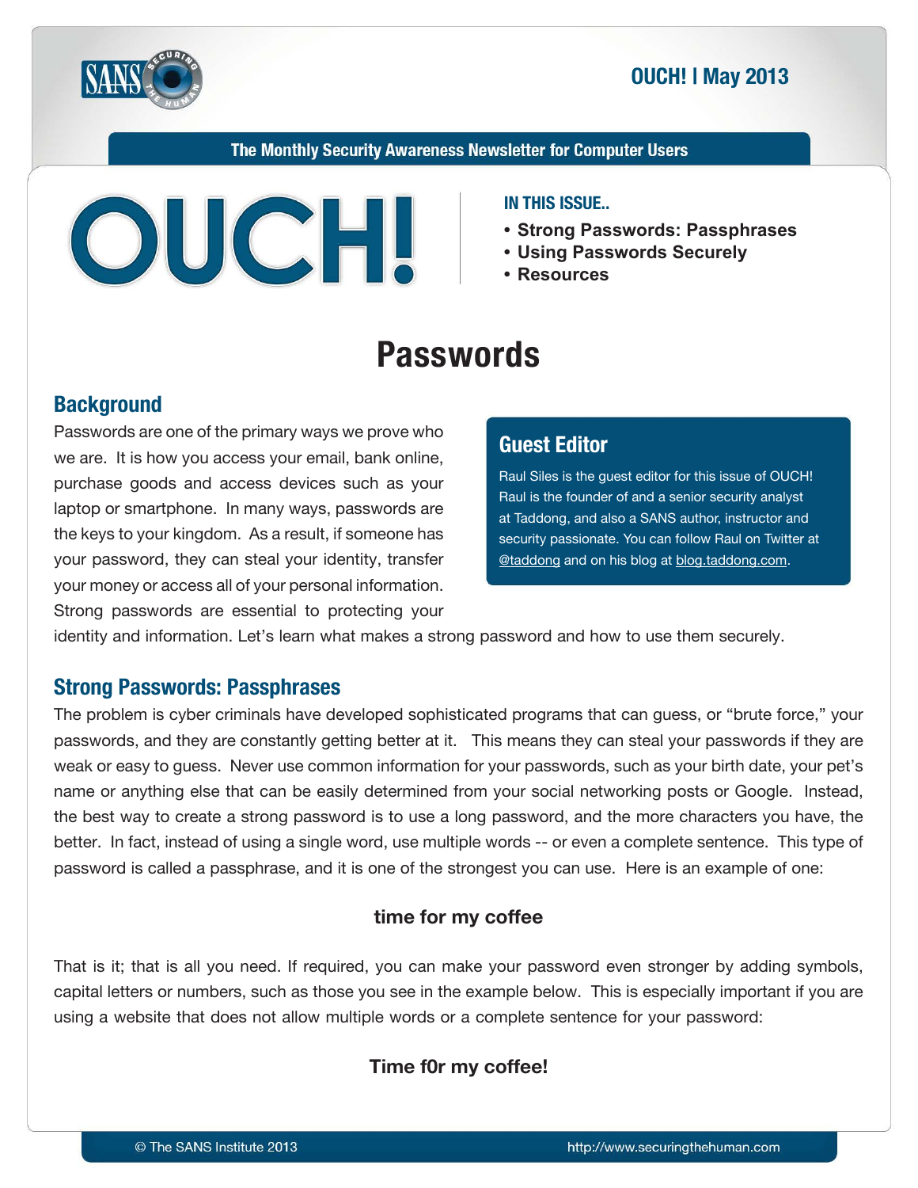# OUCH! | May 2013

**The Monthly Security Awareness Newsletter for Computer Users**

**IN THIS ISSUE..**

- **Strong Passwords: Passphrases**
- **Using Passwords Securely**
- **Resources**

# Passwords

## Background

Passwords are one of the primary ways we prove who we are. It is how you access your email, bank online, purchase goods and access devices such as your laptop or smartphone. In many ways, passwords are the keys to your kingdom. As a result, if someone has your password, they can steal your identity, transfer your money or access all of your personal information. Strong passwords are essential to protecting your identity and information. Let's learn what makes a strong password and how to use them securely.

### Guest Editor

Raul Siles is the guest editor for this issue of OUCH! Raul is the founder of and a senior security analyst at Taddong, and also a SANS author, instructor and security passionate. You can follow Raul on Twitter at @taddong and on his blog at blog.taddong.com.

## Strong Passwords: Passphrases

The problem is cyber criminals have developed sophisticated programs that can guess, or "brute force," your passwords, and they are constantly getting better at it. This means they can steal your passwords if they are weak or easy to guess. Never use common information for your passwords, such as your birth date, your pet's name or anything else that can be easily determined from your social networking posts or Google. Instead, the best way to create a strong password is to use a long password, and the more characters you have, the better. In fact, instead of using a single word, use multiple words -- or even a complete sentence. This type of password is called a passphrase, and it is one of the strongest you can use. Here is an example of one:

**time for my coffee**

That is it; that is all you need. If required, you can make your password even stronger by adding symbols, capital letters or numbers, such as those you see in the example below. This is especially important if you are using a website that does not allow multiple words or a complete sentence for your password:

**Time f0r my coffee!**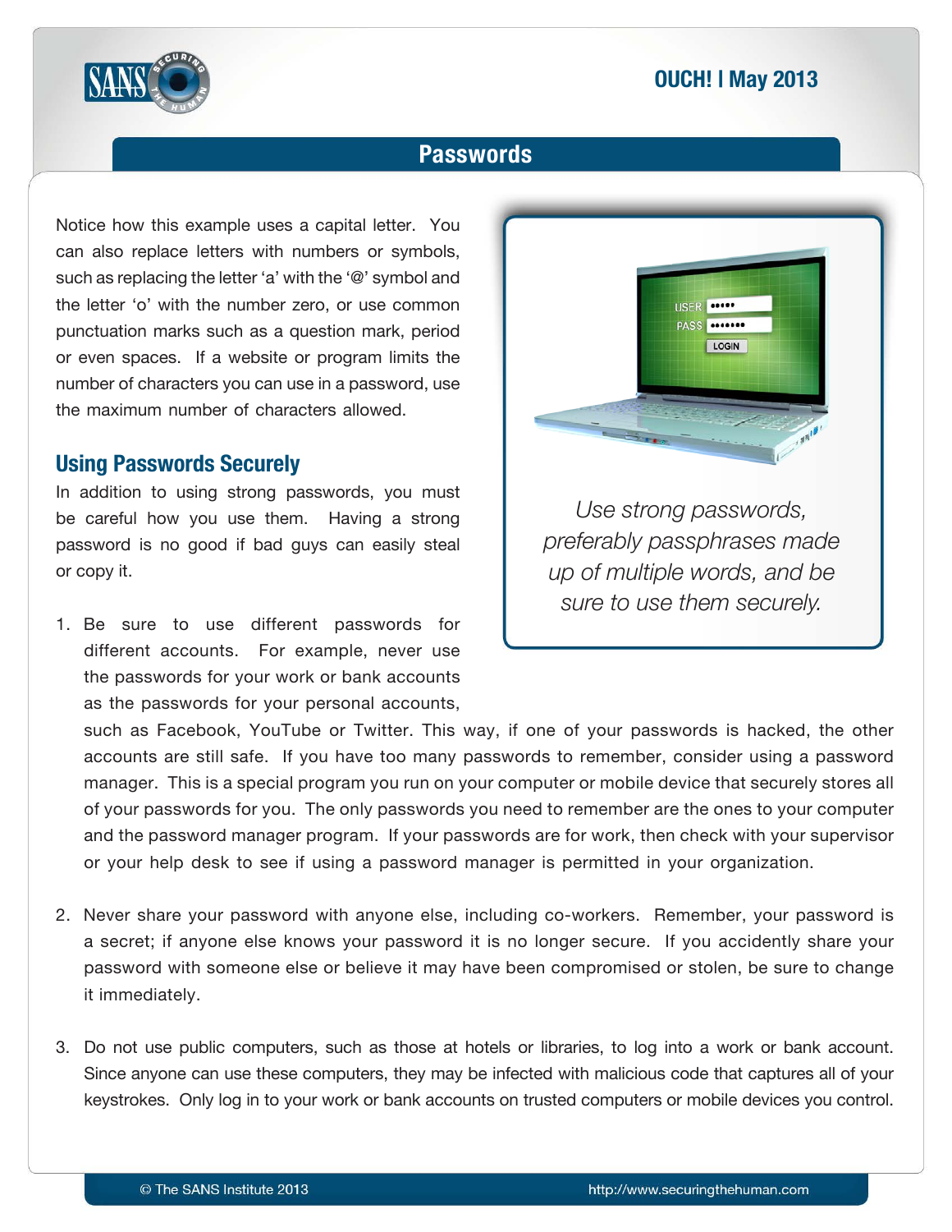## Passwords

Notice how this example uses a capital letter. You can also replace letters with numbers or symbols, such as replacing the letter 'a' with the '@' symbol and the letter 'o' with the number zero, or use common punctuation marks such as a question mark, period or even spaces. If a website or program limits the number of characters you can use in a password, use the maximum number of characters allowed.

*Use strong passwords, preferably passphrases made up of multiple words, and be sure to use them securely.*

### Using Passwords Securely

In addition to using strong passwords, you must be careful how you use them. Having a strong password is no good if bad guys can easily steal or copy it.

1. Be sure to use different passwords for different accounts. For example, never use the passwords for your work or bank accounts as the passwords for your personal accounts, such as Facebook, YouTube or Twitter. This way, if one of your passwords is hacked, the other accounts are still safe. If you have too many passwords to remember, consider using a password manager. This is a special program you run on your computer or mobile device that securely stores all of your passwords for you. The only passwords you need to remember are the ones to your computer and the password manager program. If your passwords are for work, then check with your supervisor or your help desk to see if using a password manager is permitted in your organization.

2. Never share your password with anyone else, including co-workers. Remember, your password is a secret; if anyone else knows your password it is no longer secure. If you accidently share your password with someone else or believe it may have been compromised or stolen, be sure to change it immediately.

3. Do not use public computers, such as those at hotels or libraries, to log into a work or bank account. Since anyone can use these computers, they may be infected with malicious code that captures all of your keystrokes. Only log in to your work or bank accounts on trusted computers or mobile devices you control.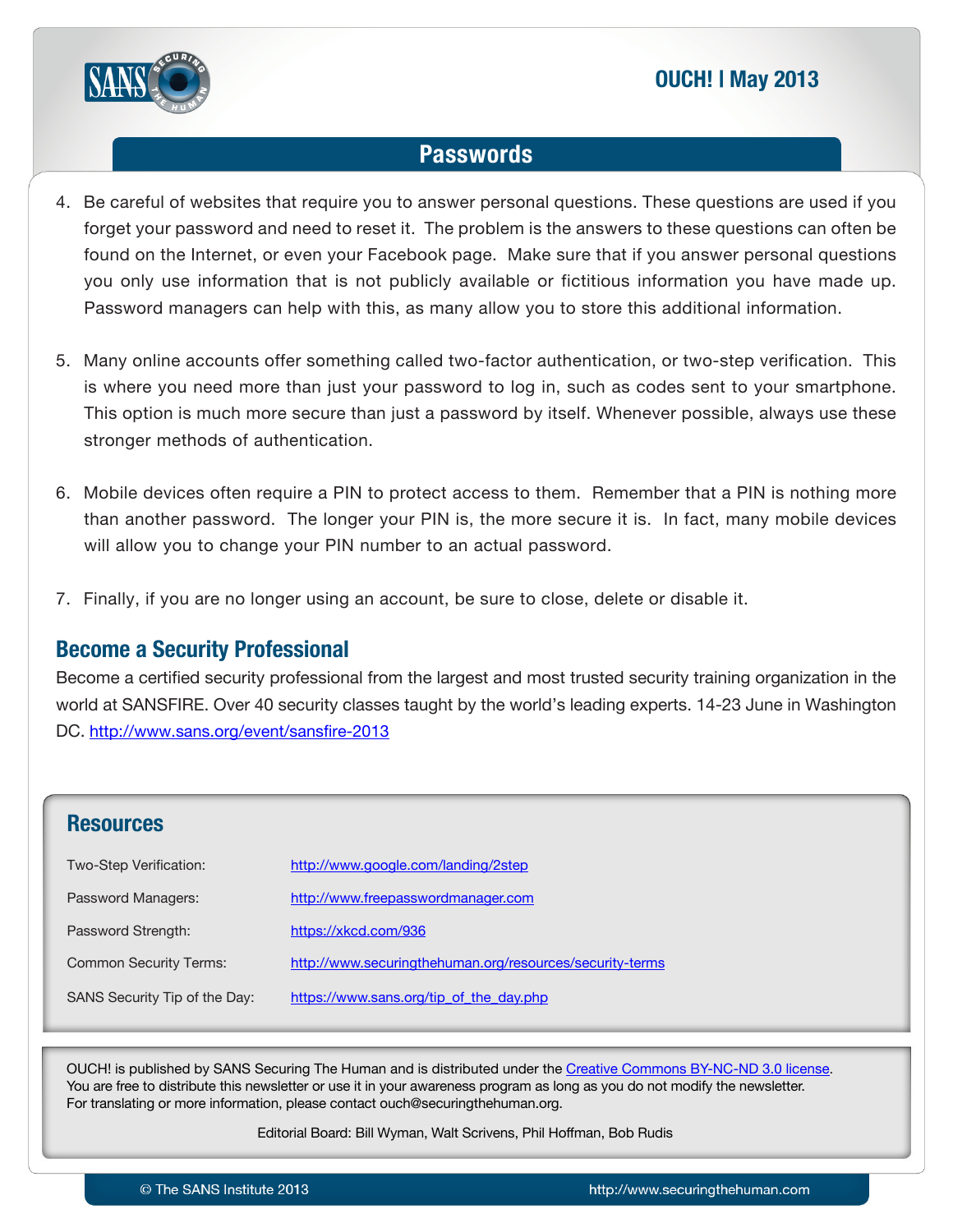4. Be careful of websites that require you to answer personal questions. These questions are used if you forget your password and need to reset it. The problem is the answers to these questions can often be found on the Internet, or even your Facebook page. Make sure that if you answer personal questions you only use information that is not publicly available or fictitious information you have made up. Password managers can help with this, as many allow you to store this additional information.

5. Many online accounts offer something called two-factor authentication, or two-step verification. This is where you need more than just your password to log in, such as codes sent to your smartphone. This option is much more secure than just a password by itself. Whenever possible, always use these stronger methods of authentication.

6. Mobile devices often require a PIN to protect access to them. Remember that a PIN is nothing more than another password. The longer your PIN is, the more secure it is. In fact, many mobile devices will allow you to change your PIN number to an actual password.

7. Finally, if you are no longer using an account, be sure to close, delete or disable it.

## Become a Security Professional

Become a certified security professional from the largest and most trusted security training organization in the world at SANSFIRE. Over 40 security classes taught by the world's leading experts. 14-23 June in Washington DC. http://www.sans.org/event/sansfire-2013

## Resources

| | |
|---|---|
| Two-Step Verification: | http://www.google.com/landing/2step |
| Password Managers: | http://www.freepasswordmanager.com |
| Password Strength: | https://xkcd.com/936 |
| Common Security Terms: | http://www.securingthehuman.org/resources/security-terms |
| SANS Security Tip of the Day: | https://www.sans.org/tip_of_the_day.php |

OUCH! is published by SANS Securing The Human and is distributed under the Creative Commons BY-NC-ND 3.0 license. You are free to distribute this newsletter or use it in your awareness program as long as you do not modify the newsletter. For translating or more information, please contact ouch@securingthehuman.org.

Editorial Board: Bill Wyman, Walt Scrivens, Phil Hoffman, Bob Rudis